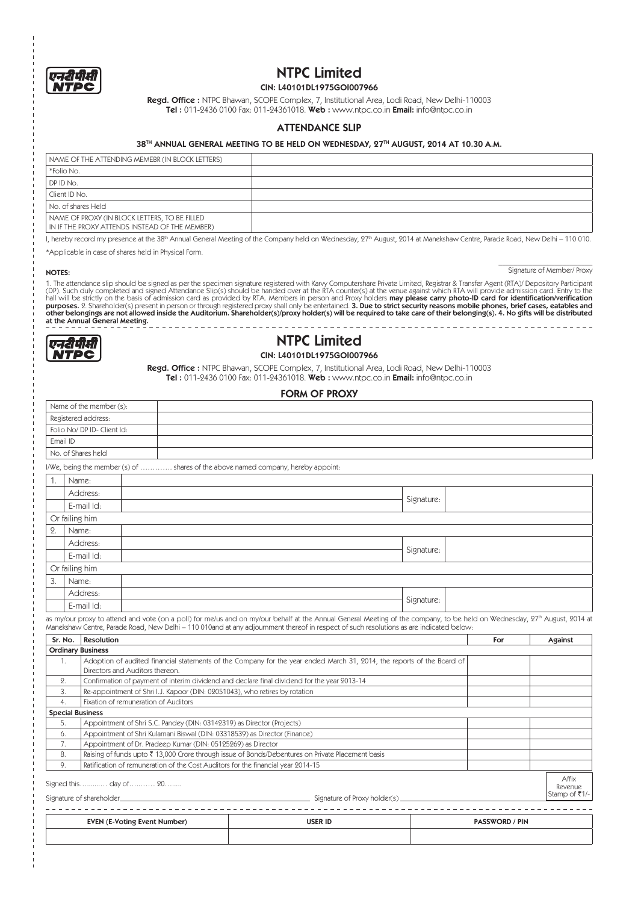एनटीपीसी NTPC

# NTPC Limited

**CIN: L40101DL1975GOI007966**

**Regd. Office :** NTPC Bhawan, SCOPE Complex, 7, Institutional Area, Lodi Road, New Delhi-110003
**Tel :** 011-2436 0100 Fax: 011-24361018. **Web :** www.ntpc.co.in **Email:** info@ntpc.co.in

## ATTENDANCE SLIP

**38TH ANNUAL GENERAL MEETING TO BE HELD ON WEDNESDAY, 27TH AUGUST, 2014 AT 10.30 A.M.**

| | |
|---|---|
| NAME OF THE ATTENDING MEMEBR (IN BLOCK LETTERS) | |
| *Folio No. | |
| DP ID No. | |
| Client ID No. | |
| No. of shares Held | |
| NAME OF PROXY (IN BLOCK LETTERS, TO BE FILLED IN IF THE PROXY ATTENDS INSTEAD OF THE MEMBER) | |

I, hereby record my presence at the 38th Annual General Meeting of the Company held on Wednesday, 27th August, 2014 at Manekshaw Centre, Parade Road, New Delhi – 110 010.

*Applicable in case of shares held in Physical Form.

Signature of Member/ Proxy

**NOTES:**

1. The attendance slip should be signed as per the specimen signature registered with Karvy Computershare Private Limited, Registrar & Transfer Agent (RTA)/ Depository Participant (DP). Such duly completed and signed Attendance Slip(s) should be handed over at the RTA counter(s) at the venue against which RTA will provide admission card. Entry to the hall will be strictly on the basis of admission card as provided by RTA. Members in person and Proxy holders **may please carry photo-ID card for identification/verification purposes.** 2. Shareholder(s) present in person or through registered proxy shall only be entertained. **3. Due to strict security reasons mobile phones, brief cases, eatables and other belongings are not allowed inside the Auditorium. Shareholder(s)/proxy holder(s) will be required to take care of their belonging(s). 4. No gifts will be distributed at the Annual General Meeting.**

---

एनटीपीसी NTPC

# NTPC Limited

**CIN: L40101DL1975GOI007966**

**Regd. Office :** NTPC Bhawan, SCOPE Complex, 7, Institutional Area, Lodi Road, New Delhi-110003
**Tel :** 011-2436 0100 Fax: 011-24361018. **Web :** www.ntpc.co.in **Email:** info@ntpc.co.in

## FORM OF PROXY

| | |
|---|---|
| Name of the member (s): | |
| Registered address: | |
| Folio No/ DP ID- Client Id: | |
| Email ID | |
| No. of Shares held | |

I/We, being the member (s) of ............ shares of the above named company, hereby appoint:

| | | | | |
|---|---|---|---|---|
| 1. | Name: | | | |
| | Address: | | Signature: | |
| | E-mail Id: | | | |
| Or failing him | | | | |
| 2. | Name: | | | |
| | Address: | | Signature: | |
| | E-mail Id: | | | |
| Or failing him | | | | |
| 3. | Name: | | | |
| | Address: | | Signature: | |
| | E-mail Id: | | | |

as my/our proxy to attend and vote (on a poll) for me/us and on my/our behalf at the Annual General Meeting of the company, to be held on Wednesday, 27th August, 2014 at Manekshaw Centre, Parade Road, New Delhi – 110 010and at any adjournment thereof in respect of such resolutions as are indicated below:

| Sr. No. | Resolution | For | Against |
|---|---|---|---|
| **Ordinary Business** | | | |
| 1. | Adoption of audited financial statements of the Company for the year ended March 31, 2014, the reports of the Board of Directors and Auditors thereon. | | |
| 2. | Confirmation of payment of interim dividend and declare final dividend for the year 2013-14 | | |
| 3. | Re-appointment of Shri I.J. Kapoor (DIN: 02051043), who retires by rotation | | |
| 4. | Fixation of remuneration of Auditors | | |
| **Special Business** | | | |
| 5. | Appointment of Shri S.C. Pandey (DIN: 03142319) as Director (Projects) | | |
| 6. | Appointment of Shri Kulamani Biswal (DIN: 03318539) as Director (Finance) | | |
| 7. | Appointment of Dr. Pradeep Kumar (DIN: 05125269) as Director | | |
| 8. | Raising of funds upto ₹ 13,000 Crore through issue of Bonds/Debentures on Private Placement basis | | |
| 9. | Ratification of remuneration of the Cost Auditors for the financial year 2014-15 | | |

Signed this............ day of............ 20........

Affix Revenue Stamp of ₹1/-

Signature of shareholder________________ Signature of Proxy holder(s)________________

---

| EVEN (E-Voting Event Number) | USER ID | PASSWORD / PIN |
|---|---|---|
| | | |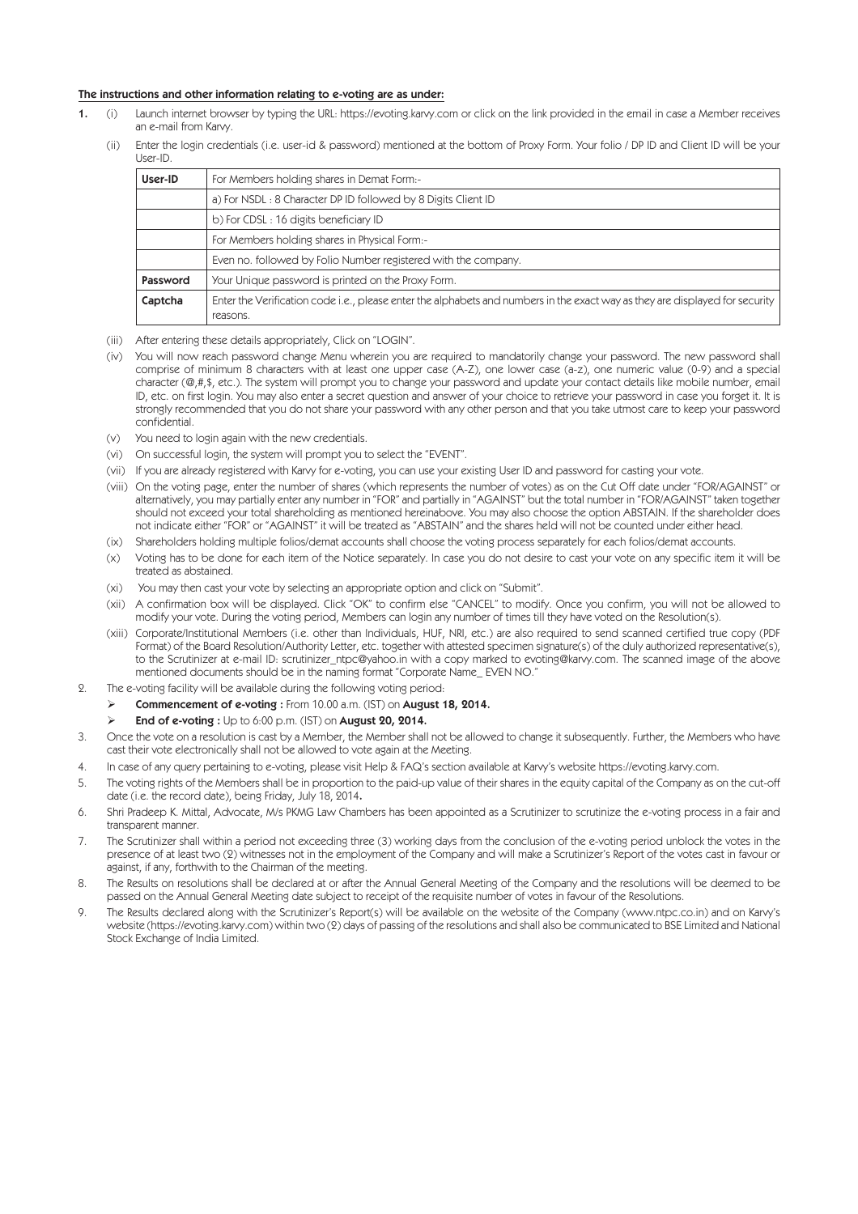**The instructions and other information relating to e-voting are as under:**

**1.** (i) Launch internet browser by typing the URL: https://evoting.karvy.com or click on the link provided in the email in case a Member receives an e-mail from Karvy.

(ii) Enter the login credentials (i.e. user-id & password) mentioned at the bottom of Proxy Form. Your folio / DP ID and Client ID will be your User-ID.

| | |
|---|---|
| **User-ID** | For Members holding shares in Demat Form:- |
| | a) For NSDL : 8 Character DP ID followed by 8 Digits Client ID |
| | b) For CDSL : 16 digits beneficiary ID |
| | For Members holding shares in Physical Form:- |
| | Even no. followed by Folio Number registered with the company. |
| **Password** | Your Unique password is printed on the Proxy Form. |
| **Captcha** | Enter the Verification code i.e., please enter the alphabets and numbers in the exact way as they are displayed for security reasons. |

(iii) After entering these details appropriately, Click on "LOGIN".

(iv) You will now reach password change Menu wherein you are required to mandatorily change your password. The new password shall comprise of minimum 8 characters with at least one upper case (A-Z), one lower case (a-z), one numeric value (0-9) and a special character (@,#,$, etc.). The system will prompt you to change your password and update your contact details like mobile number, email ID, etc. on first login. You may also enter a secret question and answer of your choice to retrieve your password in case you forget it. It is strongly recommended that you do not share your password with any other person and that you take utmost care to keep your password confidential.

(v) You need to login again with the new credentials.

(vi) On successful login, the system will prompt you to select the "EVENT".

(vii) If you are already registered with Karvy for e-voting, you can use your existing User ID and password for casting your vote.

(viii) On the voting page, enter the number of shares (which represents the number of votes) as on the Cut Off date under "FOR/AGAINST" or alternatively, you may partially enter any number in "FOR" and partially in "AGAINST" but the total number in "FOR/AGAINST" taken together should not exceed your total shareholding as mentioned hereinabove. You may also choose the option ABSTAIN. If the shareholder does not indicate either "FOR" or "AGAINST" it will be treated as "ABSTAIN" and the shares held will not be counted under either head.

(ix) Shareholders holding multiple folios/demat accounts shall choose the voting process separately for each folios/demat accounts.

(x) Voting has to be done for each item of the Notice separately. In case you do not desire to cast your vote on any specific item it will be treated as abstained.

(xi) You may then cast your vote by selecting an appropriate option and click on "Submit".

(xii) A confirmation box will be displayed. Click "OK" to confirm else "CANCEL" to modify. Once you confirm, you will not be allowed to modify your vote. During the voting period, Members can login any number of times till they have voted on the Resolution(s).

(xiii) Corporate/Institutional Members (i.e. other than Individuals, HUF, NRI, etc.) are also required to send scanned certified true copy (PDF Format) of the Board Resolution/Authority Letter, etc. together with attested specimen signature(s) of the duly authorized representative(s), to the Scrutinizer at e-mail ID: scrutinizer_ntpc@yahoo.in with a copy marked to evoting@karvy.com. The scanned image of the above mentioned documents should be in the naming format "Corporate Name_ EVEN NO."

2. The e-voting facility will be available during the following voting period:
   - **Commencement of e-voting :** From 10.00 a.m. (IST) on **August 18, 2014.**
   - **End of e-voting :** Up to 6:00 p.m. (IST) on **August 20, 2014.**

3. Once the vote on a resolution is cast by a Member, the Member shall not be allowed to change it subsequently. Further, the Members who have cast their vote electronically shall not be allowed to vote again at the Meeting.

4. In case of any query pertaining to e-voting, please visit Help & FAQ's section available at Karvy's website https://evoting.karvy.com.

5. The voting rights of the Members shall be in proportion to the paid-up value of their shares in the equity capital of the Company as on the cut-off date (i.e. the record date), being Friday, July 18, 2014**.**

6. Shri Pradeep K. Mittal, Advocate, M/s PKMG Law Chambers has been appointed as a Scrutinizer to scrutinize the e-voting process in a fair and transparent manner.

7. The Scrutinizer shall within a period not exceeding three (3) working days from the conclusion of the e-voting period unblock the votes in the presence of at least two (2) witnesses not in the employment of the Company and will make a Scrutinizer's Report of the votes cast in favour or against, if any, forthwith to the Chairman of the meeting.

8. The Results on resolutions shall be declared at or after the Annual General Meeting of the Company and the resolutions will be deemed to be passed on the Annual General Meeting date subject to receipt of the requisite number of votes in favour of the Resolutions.

9. The Results declared along with the Scrutinizer's Report(s) will be available on the website of the Company (www.ntpc.co.in) and on Karvy's website (https://evoting.karvy.com) within two (2) days of passing of the resolutions and shall also be communicated to BSE Limited and National Stock Exchange of India Limited.